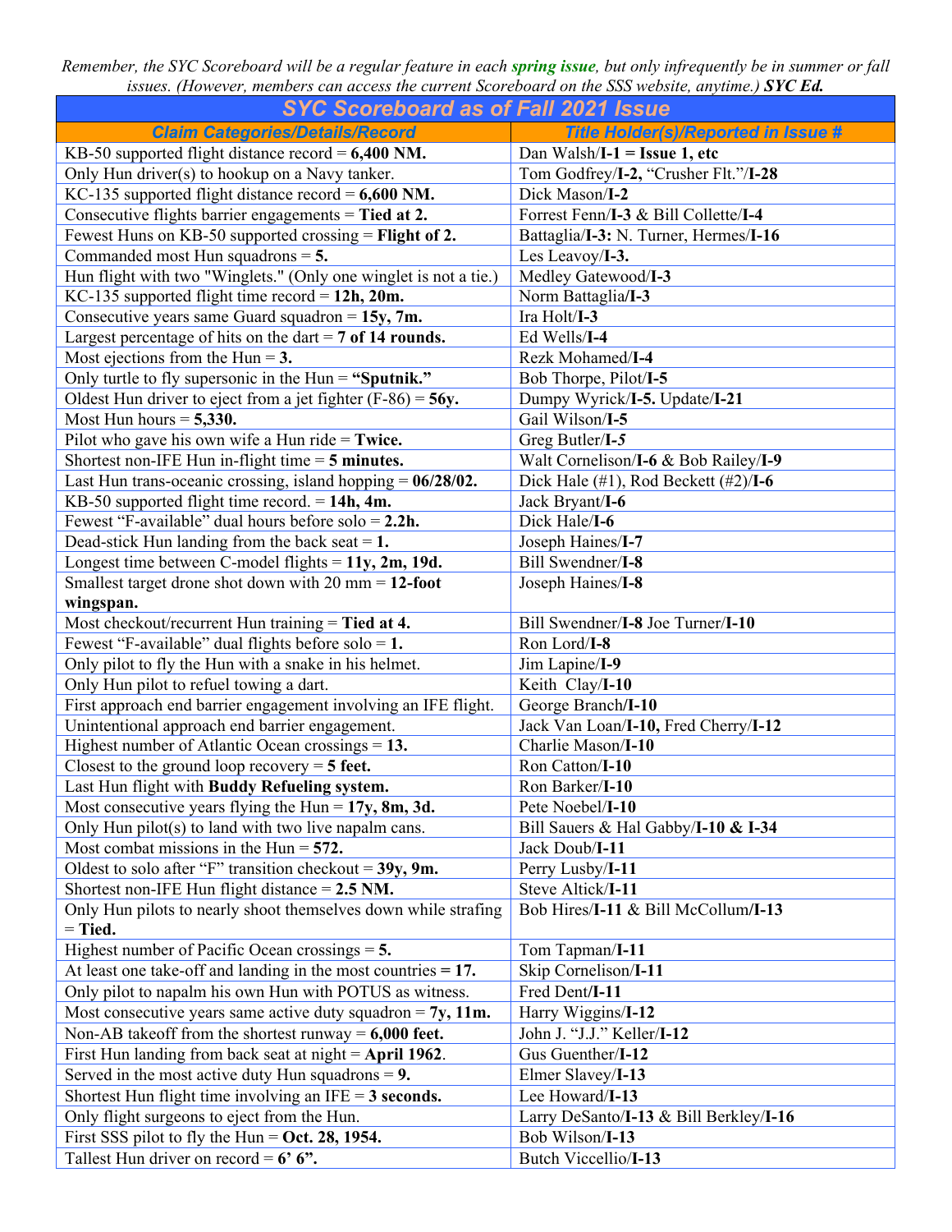*Remember, the SYC Scoreboard will be a regular feature in each spring issue, but only infrequently be in summer or fall issues. (However, members can access the current Scoreboard on the SSS website, anytime.)* ***SYC Ed.***

| SYC Scoreboard as of Fall 2021 Issue | |
|---|---|
| ***Claim Categories/Details/Record*** | ***Title Holder(s)/Reported in Issue #*** |
| KB-50 supported flight distance record = **6,400 NM.** | Dan Walsh/**I-1 = Issue 1, etc** |
| Only Hun driver(s) to hookup on a Navy tanker. | Tom Godfrey/**I-2,** "Crusher Flt."/**I-28** |
| KC-135 supported flight distance record = **6,600 NM.** | Dick Mason/**I-2** |
| Consecutive flights barrier engagements = **Tied at 2.** | Forrest Fenn/**I-3** & Bill Collette/**I-4** |
| Fewest Huns on KB-50 supported crossing = **Flight of 2.** | Battaglia/**I-3:** N. Turner, Hermes/**I-16** |
| Commanded most Hun squadrons = **5.** | Les Leavoy/**I-3.** |
| Hun flight with two "Winglets." (Only one winglet is not a tie.) | Medley Gatewood/**I-3** |
| KC-135 supported flight time record = **12h, 20m.** | Norm Battaglia/**I-3** |
| Consecutive years same Guard squadron = **15y, 7m.** | Ira Holt/**I-3** |
| Largest percentage of hits on the dart = **7 of 14 rounds.** | Ed Wells/**I-4** |
| Most ejections from the Hun = **3.** | Rezk Mohamed/**I-4** |
| Only turtle to fly supersonic in the Hun = **"Sputnik."** | Bob Thorpe, Pilot/**I-5** |
| Oldest Hun driver to eject from a jet fighter (F-86) = **56y.** | Dumpy Wyrick/**I-5.** Update/**I-21** |
| Most Hun hours = **5,330.** | Gail Wilson/**I-5** |
| Pilot who gave his own wife a Hun ride = **Twice.** | Greg Butler/**I-5** |
| Shortest non-IFE Hun in-flight time = **5 minutes.** | Walt Cornelison/**I-6** & Bob Railey/**I-9** |
| Last Hun trans-oceanic crossing, island hopping = **06/28/02.** | Dick Hale (#1), Rod Beckett (#2)/**I-6** |
| KB-50 supported flight time record. = **14h, 4m.** | Jack Bryant/**I-6** |
| Fewest "F-available" dual hours before solo = **2.2h.** | Dick Hale/**I-6** |
| Dead-stick Hun landing from the back seat = **1.** | Joseph Haines/**I-7** |
| Longest time between C-model flights = **11y, 2m, 19d.** | Bill Swendner/**I-8** |
| Smallest target drone shot down with 20 mm = **12-foot wingspan.** | Joseph Haines/**I-8** |
| Most checkout/recurrent Hun training = **Tied at 4.** | Bill Swendner/**I-8** Joe Turner/**I-10** |
| Fewest "F-available" dual flights before solo = **1.** | Ron Lord/**I-8** |
| Only pilot to fly the Hun with a snake in his helmet. | Jim Lapine/**I-9** |
| Only Hun pilot to refuel towing a dart. | Keith Clay/**I-10** |
| First approach end barrier engagement involving an IFE flight. | George Branch/**I-10** |
| Unintentional approach end barrier engagement. | Jack Van Loan/**I-10,** Fred Cherry/**I-12** |
| Highest number of Atlantic Ocean crossings = **13.** | Charlie Mason/**I-10** |
| Closest to the ground loop recovery = **5 feet.** | Ron Catton/**I-10** |
| Last Hun flight with **Buddy Refueling system.** | Ron Barker/**I-10** |
| Most consecutive years flying the Hun = **17y, 8m, 3d.** | Pete Noebel/**I-10** |
| Only Hun pilot(s) to land with two live napalm cans. | Bill Sauers & Hal Gabby/**I-10 & I-34** |
| Most combat missions in the Hun = **572.** | Jack Doub/**I-11** |
| Oldest to solo after "F" transition checkout = **39y, 9m.** | Perry Lusby/**I-11** |
| Shortest non-IFE Hun flight distance = **2.5 NM.** | Steve Altick/**I-11** |
| Only Hun pilots to nearly shoot themselves down while strafing = **Tied.** | Bob Hires/**I-11** & Bill McCollum/**I-13** |
| Highest number of Pacific Ocean crossings = **5.** | Tom Tapman/**I-11** |
| At least one take-off and landing in the most countries **= 17.** | Skip Cornelison/**I-11** |
| Only pilot to napalm his own Hun with POTUS as witness. | Fred Dent/**I-11** |
| Most consecutive years same active duty squadron = **7y, 11m.** | Harry Wiggins/**I-12** |
| Non-AB takeoff from the shortest runway = **6,000 feet.** | John J. "J.J." Keller/**I-12** |
| First Hun landing from back seat at night = **April 1962**. | Gus Guenther/**I-12** |
| Served in the most active duty Hun squadrons = **9.** | Elmer Slavey/**I-13** |
| Shortest Hun flight time involving an IFE = **3 seconds.** | Lee Howard/**I-13** |
| Only flight surgeons to eject from the Hun. | Larry DeSanto/**I-13** & Bill Berkley/**I-16** |
| First SSS pilot to fly the Hun = **Oct. 28, 1954.** | Bob Wilson/**I-13** |
| Tallest Hun driver on record = **6' 6".** | Butch Viccellio/**I-13** |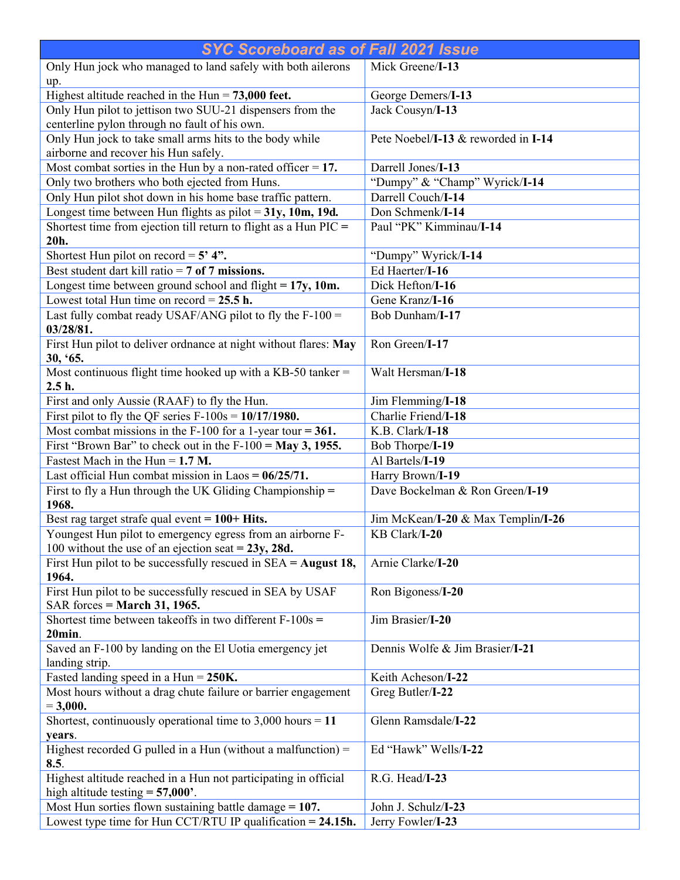| *SYC Scoreboard as of Fall 2021 Issue* | |
|---|---|
| Only Hun jock who managed to land safely with both ailerons up. | Mick Greene/**I-13** |
| Highest altitude reached in the Hun = **73,000 feet.** | George Demers/**I-13** |
| Only Hun pilot to jettison two SUU-21 dispensers from the centerline pylon through no fault of his own. | Jack Cousyn/**I-13** |
| Only Hun jock to take small arms hits to the body while airborne and recover his Hun safely. | Pete Noebel/**I-13** & reworded in **I-14** |
| Most combat sorties in the Hun by a non-rated officer = **17.** | Darrell Jones/**I-13** |
| Only two brothers who both ejected from Huns. | "Dumpy" & "Champ" Wyrick/**I-14** |
| Only Hun pilot shot down in his home base traffic pattern. | Darrell Couch/**I-14** |
| Longest time between Hun flights as pilot = **31y, 10m, 19d.** | Don Schmenk/**I-14** |
| Shortest time from ejection till return to flight as a Hun PIC = **20h.** | Paul "PK" Kimminau/**I-14** |
| Shortest Hun pilot on record = **5' 4".** | "Dumpy" Wyrick/**I-14** |
| Best student dart kill ratio = **7 of 7 missions.** | Ed Haerter/**I-16** |
| Longest time between ground school and flight = **17y, 10m.** | Dick Hefton/**I-16** |
| Lowest total Hun time on record = **25.5 h.** | Gene Kranz/**I-16** |
| Last fully combat ready USAF/ANG pilot to fly the F-100 = **03/28/81.** | Bob Dunham/**I-17** |
| First Hun pilot to deliver ordnance at night without flares: **May 30, '65.** | Ron Green/**I-17** |
| Most continuous flight time hooked up with a KB-50 tanker = **2.5 h.** | Walt Hersman/**I-18** |
| First and only Aussie (RAAF) to fly the Hun. | Jim Flemming/**I-18** |
| First pilot to fly the QF series F-100s = **10/17/1980.** | Charlie Friend/**I-18** |
| Most combat missions in the F-100 for a 1-year tour = **361.** | K.B. Clark/**I-18** |
| First "Brown Bar" to check out in the F-100 = **May 3, 1955.** | Bob Thorpe/**I-19** |
| Fastest Mach in the Hun = **1.7 M.** | Al Bartels/**I-19** |
| Last official Hun combat mission in Laos = **06/25/71.** | Harry Brown/**I-19** |
| First to fly a Hun through the UK Gliding Championship = **1968.** | Dave Bockelman & Ron Green/**I-19** |
| Best rag target strafe qual event = **100+ Hits.** | Jim McKean/**I-20** & Max Templin/**I-26** |
| Youngest Hun pilot to emergency egress from an airborne F-100 without the use of an ejection seat = **23y, 28d.** | KB Clark/**I-20** |
| First Hun pilot to be successfully rescued in SEA = **August 18, 1964.** | Arnie Clarke/**I-20** |
| First Hun pilot to be successfully rescued in SEA by USAF SAR forces = **March 31, 1965.** | Ron Bigoness/**I-20** |
| Shortest time between takeoffs in two different F-100s = **20min**. | Jim Brasier/**I-20** |
| Saved an F-100 by landing on the El Uotia emergency jet landing strip. | Dennis Wolfe & Jim Brasier/**I-21** |
| Fasted landing speed in a Hun = **250K.** | Keith Acheson/**I-22** |
| Most hours without a drag chute failure or barrier engagement = **3,000.** | Greg Butler/**I-22** |
| Shortest, continuously operational time to 3,000 hours = **11 years**. | Glenn Ramsdale/**I-22** |
| Highest recorded G pulled in a Hun (without a malfunction) = **8.5**. | Ed "Hawk" Wells/**I-22** |
| Highest altitude reached in a Hun not participating in official high altitude testing = **57,000'**. | R.G. Head/**I-23** |
| Most Hun sorties flown sustaining battle damage = **107.** | John J. Schulz/**I-23** |
| Lowest type time for Hun CCT/RTU IP qualification = **24.15h.** | Jerry Fowler/**I-23** |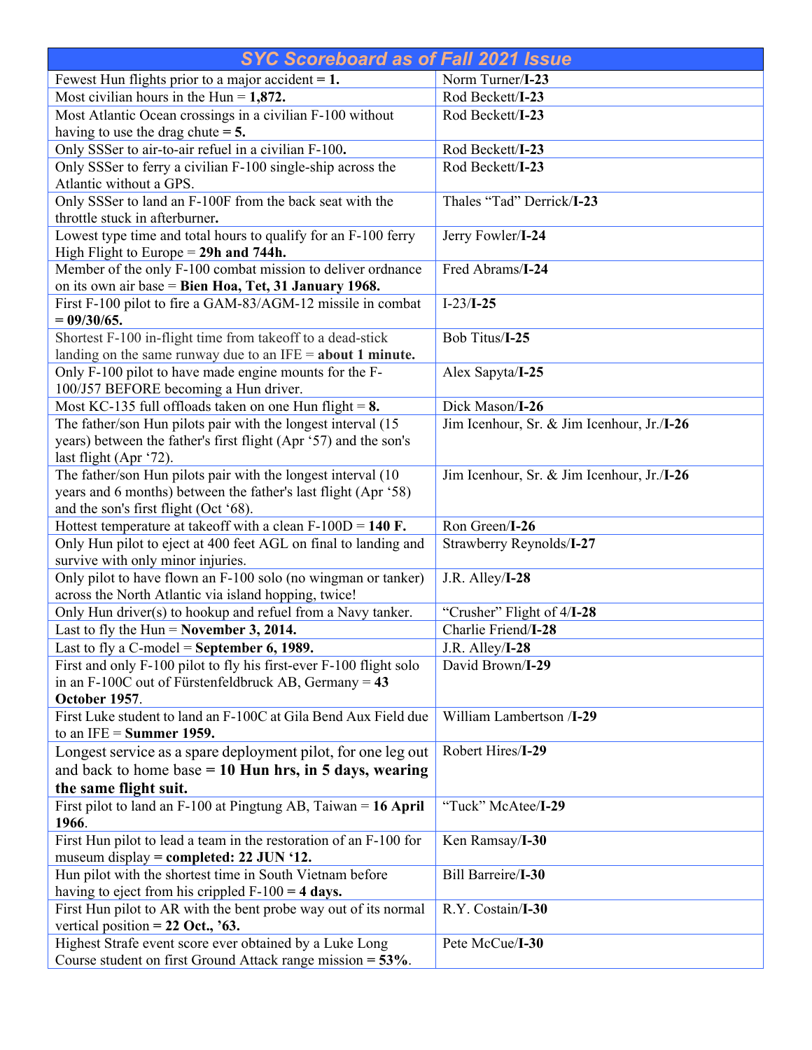| SYC Scoreboard as of Fall 2021 Issue | |
|---|---|
| Fewest Hun flights prior to a major accident **= 1.** | Norm Turner/**I-23** |
| Most civilian hours in the Hun = **1,872.** | Rod Beckett/**I-23** |
| Most Atlantic Ocean crossings in a civilian F-100 without having to use the drag chute **= 5.** | Rod Beckett/**I-23** |
| Only SSSer to air-to-air refuel in a civilian F-100**.** | Rod Beckett/**I-23** |
| Only SSSer to ferry a civilian F-100 single-ship across the Atlantic without a GPS. | Rod Beckett/**I-23** |
| Only SSSer to land an F-100F from the back seat with the throttle stuck in afterburner**.** | Thales "Tad" Derrick/**I-23** |
| Lowest type time and total hours to qualify for an F-100 ferry High Flight to Europe = **29h and 744h.** | Jerry Fowler/**I-24** |
| Member of the only F-100 combat mission to deliver ordnance on its own air base = **Bien Hoa, Tet, 31 January 1968.** | Fred Abrams/**I-24** |
| First F-100 pilot to fire a GAM-83/AGM-12 missile in combat **= 09/30/65.** | I-23/**I-25** |
| Shortest F-100 in-flight time from takeoff to a dead-stick landing on the same runway due to an IFE = **about 1 minute.** | Bob Titus/**I-25** |
| Only F-100 pilot to have made engine mounts for the F-100/J57 BEFORE becoming a Hun driver. | Alex Sapyta/**I-25** |
| Most KC-135 full offloads taken on one Hun flight = **8.** | Dick Mason/**I-26** |
| The father/son Hun pilots pair with the longest interval (15 years) between the father's first flight (Apr '57) and the son's last flight (Apr '72). | Jim Icenhour, Sr. & Jim Icenhour, Jr./**I-26** |
| The father/son Hun pilots pair with the longest interval (10 years and 6 months) between the father's last flight (Apr '58) and the son's first flight (Oct '68). | Jim Icenhour, Sr. & Jim Icenhour, Jr./**I-26** |
| Hottest temperature at takeoff with a clean F-100D = **140 F.** | Ron Green/**I-26** |
| Only Hun pilot to eject at 400 feet AGL on final to landing and survive with only minor injuries. | Strawberry Reynolds/**I-27** |
| Only pilot to have flown an F-100 solo (no wingman or tanker) across the North Atlantic via island hopping, twice! | J.R. Alley/**I-28** |
| Only Hun driver(s) to hookup and refuel from a Navy tanker. | "Crusher" Flight of 4/**I-28** |
| Last to fly the Hun = **November 3, 2014.** | Charlie Friend/**I-28** |
| Last to fly a C-model = **September 6, 1989.** | J.R. Alley/**I-28** |
| First and only F-100 pilot to fly his first-ever F-100 flight solo in an F-100C out of Fürstenfeldbruck AB, Germany = **43 October 1957**. | David Brown/**I-29** |
| First Luke student to land an F-100C at Gila Bend Aux Field due to an IFE = **Summer 1959.** | William Lambertson /**I-29** |
| Longest service as a spare deployment pilot, for one leg out and back to home base **= 10 Hun hrs, in 5 days, wearing the same flight suit.** | Robert Hires/**I-29** |
| First pilot to land an F-100 at Pingtung AB, Taiwan = **16 April 1966**. | "Tuck" McAtee/**I-29** |
| First Hun pilot to lead a team in the restoration of an F-100 for museum display **= completed: 22 JUN '12.** | Ken Ramsay/**I-30** |
| Hun pilot with the shortest time in South Vietnam before having to eject from his crippled F-100 **= 4 days.** | Bill Barreire/**I-30** |
| First Hun pilot to AR with the bent probe way out of its normal vertical position **= 22 Oct., '63.** | R.Y. Costain/**I-30** |
| Highest Strafe event score ever obtained by a Luke Long Course student on first Ground Attack range mission **= 53%**. | Pete McCue/**I-30** |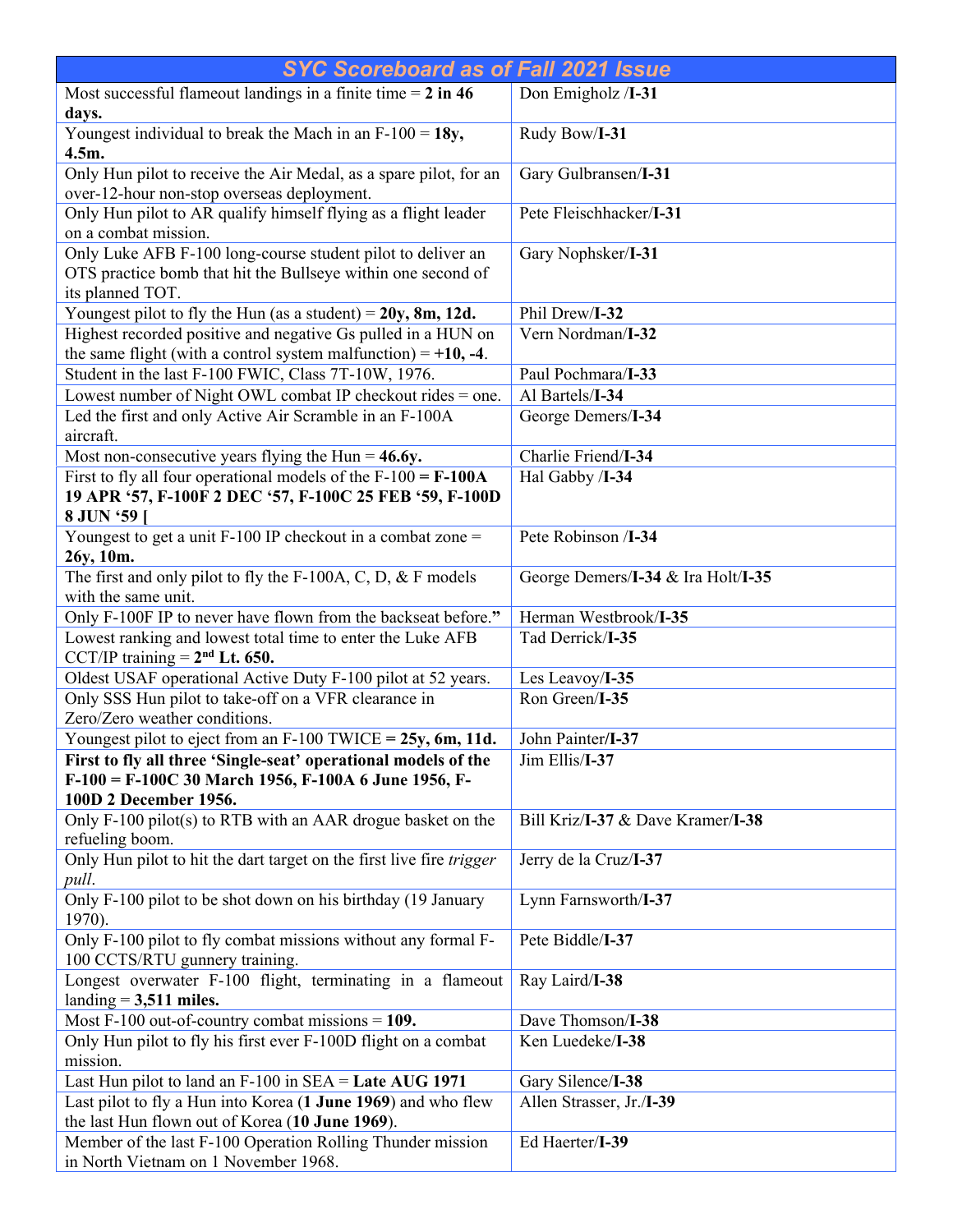| SYC Scoreboard as of Fall 2021 Issue | |
|---|---|
| Most successful flameout landings in a finite time = **2 in 46 days.** | Don Emigholz /**I-31** |
| Youngest individual to break the Mach in an F-100 = **18y, 4.5m.** | Rudy Bow/**I-31** |
| Only Hun pilot to receive the Air Medal, as a spare pilot, for an over-12-hour non-stop overseas deployment. | Gary Gulbransen/**I-31** |
| Only Hun pilot to AR qualify himself flying as a flight leader on a combat mission. | Pete Fleischhacker/**I-31** |
| Only Luke AFB F-100 long-course student pilot to deliver an OTS practice bomb that hit the Bullseye within one second of its planned TOT. | Gary Nophsker/**I-31** |
| Youngest pilot to fly the Hun (as a student) = **20y, 8m, 12d.** | Phil Drew/**I-32** |
| Highest recorded positive and negative Gs pulled in a HUN on the same flight (with a control system malfunction) = **+10, -4**. | Vern Nordman/**I-32** |
| Student in the last F-100 FWIC, Class 7T-10W, 1976. | Paul Pochmara/**I-33** |
| Lowest number of Night OWL combat IP checkout rides = one. | Al Bartels/**I-34** |
| Led the first and only Active Air Scramble in an F-100A aircraft. | George Demers/**I-34** |
| Most non-consecutive years flying the Hun = **46.6y.** | Charlie Friend/**I-34** |
| First to fly all four operational models of the F-100 **= F-100A 19 APR '57, F-100F 2 DEC '57, F-100C 25 FEB '59, F-100D 8 JUN '59 [** | Hal Gabby /**I-34** |
| Youngest to get a unit F-100 IP checkout in a combat zone = **26y, 10m.** | Pete Robinson /**I-34** |
| The first and only pilot to fly the F-100A, C, D, & F models with the same unit. | George Demers/**I-34** & Ira Holt/**I-35** |
| Only F-100F IP to never have flown from the backseat before." | Herman Westbrook/**I-35** |
| Lowest ranking and lowest total time to enter the Luke AFB CCT/IP training = **2nd Lt. 650.** | Tad Derrick/**I-35** |
| Oldest USAF operational Active Duty F-100 pilot at 52 years. | Les Leavoy/**I-35** |
| Only SSS Hun pilot to take-off on a VFR clearance in Zero/Zero weather conditions. | Ron Green/**I-35** |
| Youngest pilot to eject from an F-100 TWICE **= 25y, 6m, 11d.** | John Painter/**I-37** |
| **First to fly all three 'Single-seat' operational models of the F-100 = F-100C 30 March 1956, F-100A 6 June 1956, F-100D 2 December 1956.** | Jim Ellis/**I-37** |
| Only F-100 pilot(s) to RTB with an AAR drogue basket on the refueling boom. | Bill Kriz/**I-37** & Dave Kramer/**I-38** |
| Only Hun pilot to hit the dart target on the first live fire *trigger pull*. | Jerry de la Cruz/**I-37** |
| Only F-100 pilot to be shot down on his birthday (19 January 1970). | Lynn Farnsworth/**I-37** |
| Only F-100 pilot to fly combat missions without any formal F-100 CCTS/RTU gunnery training. | Pete Biddle/**I-37** |
| Longest overwater F-100 flight, terminating in a flameout landing = **3,511 miles.** | Ray Laird/**I-38** |
| Most F-100 out-of-country combat missions = **109.** | Dave Thomson/**I-38** |
| Only Hun pilot to fly his first ever F-100D flight on a combat mission. | Ken Luedeke/**I-38** |
| Last Hun pilot to land an F-100 in SEA = **Late AUG 1971** | Gary Silence/**I-38** |
| Last pilot to fly a Hun into Korea (**1 June 1969**) and who flew the last Hun flown out of Korea (**10 June 1969**). | Allen Strasser, Jr./**I-39** |
| Member of the last F-100 Operation Rolling Thunder mission in North Vietnam on 1 November 1968. | Ed Haerter/**I-39** |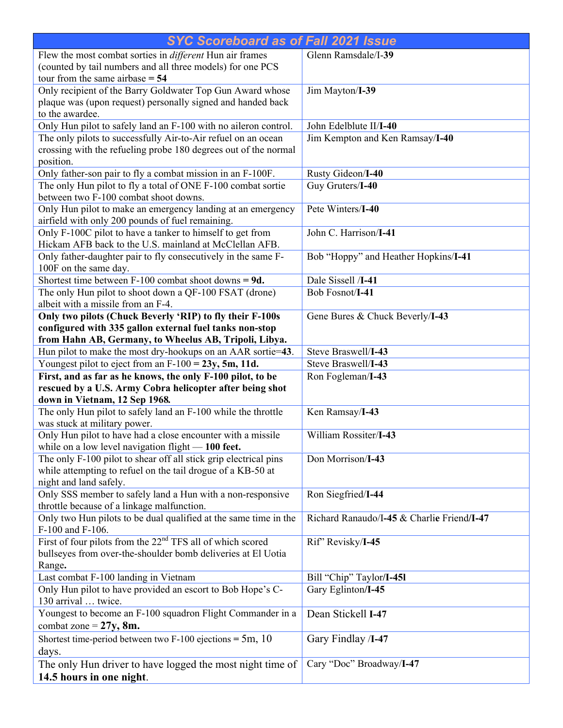| SYC Scoreboard as of Fall 2021 Issue | |
|---|---|
| Flew the most combat sorties in *different* Hun air frames (counted by tail numbers and all three models) for one PCS tour from the same airbase = **54** | Glenn Ramsdale/I-**39** |
| Only recipient of the Barry Goldwater Top Gun Award whose plaque was (upon request) personally signed and handed back to the awardee. | Jim Mayton/**I-39** |
| Only Hun pilot to safely land an F-100 with no aileron control. | John Edelblute II/**I-40** |
| The only pilots to successfully Air-to-Air refuel on an ocean crossing with the refueling probe 180 degrees out of the normal position. | Jim Kempton and Ken Ramsay/**I-40** |
| Only father-son pair to fly a combat mission in an F-100F. | Rusty Gideon/**I-40** |
| The only Hun pilot to fly a total of ONE F-100 combat sortie between two F-100 combat shoot downs. | Guy Gruters/**I-40** |
| Only Hun pilot to make an emergency landing at an emergency airfield with only 200 pounds of fuel remaining. | Pete Winters/**I-40** |
| Only F-100C pilot to have a tanker to himself to get from Hickam AFB back to the U.S. mainland at McClellan AFB. | John C. Harrison/**I-41** |
| Only father-daughter pair to fly consecutively in the same F-100F on the same day. | Bob "Hoppy" and Heather Hopkins/**I-41** |
| Shortest time between F-100 combat shoot downs = **9d.** | Dale Sissell /**I-41** |
| The only Hun pilot to shoot down a QF-100 FSAT (drone) albeit with a missile from an F-4. | Bob Fosnot/**I-41** |
| **Only two pilots (Chuck Beverly 'RIP) to fly their F-100s configured with 335 gallon external fuel tanks non-stop from Hahn AB, Germany, to Wheelus AB, Tripoli, Libya.** | Gene Bures & Chuck Beverly/**I-43** |
| Hun pilot to make the most dry-hookups on an AAR sortie=**43**. | Steve Braswell/**I-43** |
| Youngest pilot to eject from an F-100 = **23y, 5m, 11d.** | Steve Braswell/**I-43** |
| **First, and as far as he knows, the only F-100 pilot, to be rescued by a U.S. Army Cobra helicopter after being shot down in Vietnam, 12 Sep 1968.** | Ron Fogleman/**I-43** |
| The only Hun pilot to safely land an F-100 while the throttle was stuck at military power. | Ken Ramsay/**I-43** |
| Only Hun pilot to have had a close encounter with a missile while on a low level navigation flight — **100 feet.** | William Rossiter/**I-43** |
| The only F-100 pilot to shear off all stick grip electrical pins while attempting to refuel on the tail drogue of a KB-50 at night and land safely. | Don Morrison/**I-43** |
| Only SSS member to safely land a Hun with a non-responsive throttle because of a linkage malfunction. | Ron Siegfried/**I-44** |
| Only two Hun pilots to be dual qualified at the same time in the F-100 and F-106. | Richard Ranaudo/I-**45** & Charlie Friend/**I-47** |
| First of four pilots from the 22nd TFS all of which scored bullseyes from over-the-shoulder bomb deliveries at El Uotia Range**.** | Rif" Revisky/**I-45** |
| Last combat F-100 landing in Vietnam | Bill "Chip" Taylor/**I-45l** |
| Only Hun pilot to have provided an escort to Bob Hope's C-130 arrival … twice. | Gary Eglinton/**I-45** |
| Youngest to become an F-100 squadron Flight Commander in a combat zone = **27y, 8m.** | Dean Stickell **I-47** |
| Shortest time-period between two F-100 ejections = 5m, 10 days. | Gary Findlay /**I-47** |
| The only Hun driver to have logged the most night time of **14.5 hours in one night**. | Cary "Doc" Broadway/**I-47** |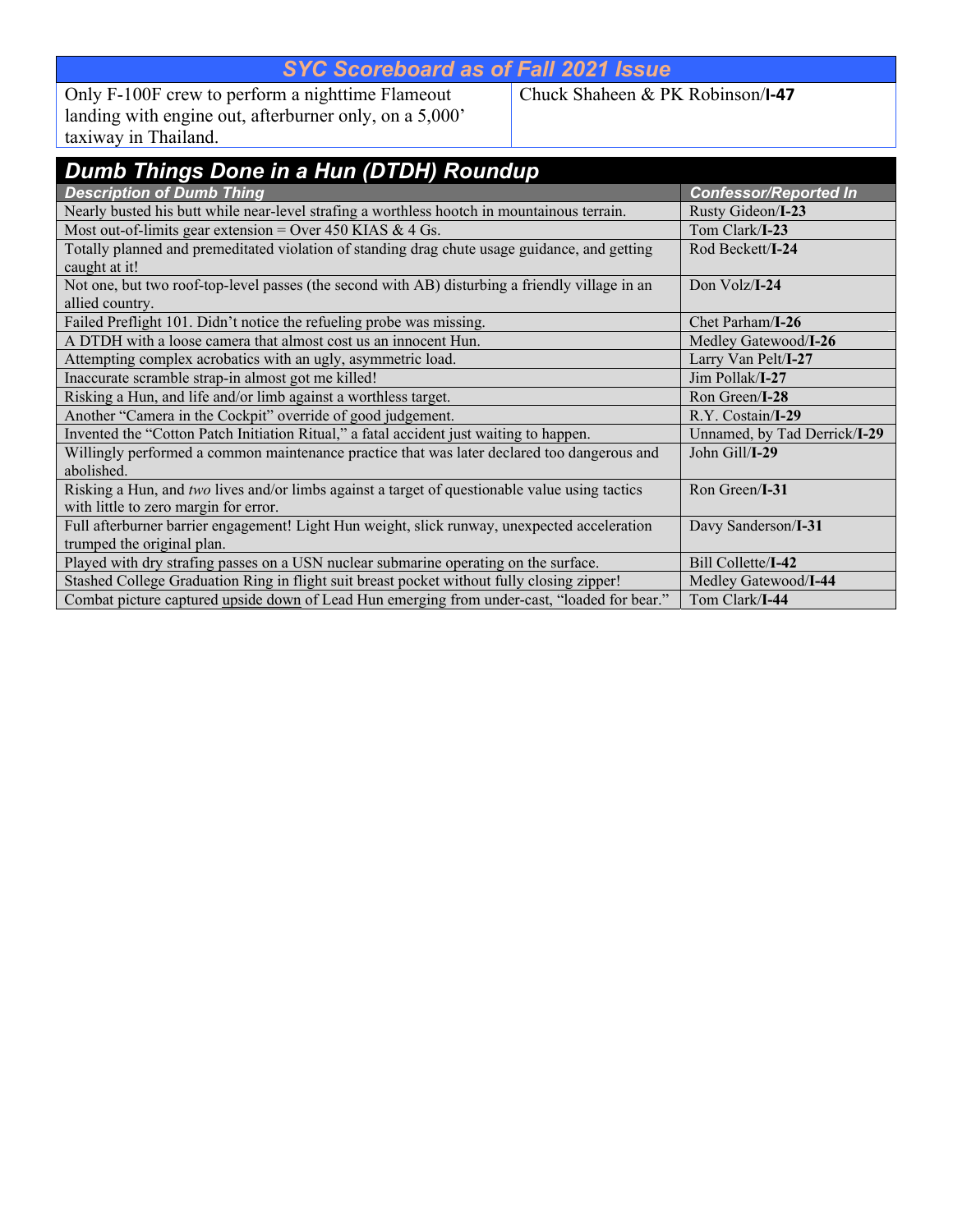## SYC Scoreboard as of Fall 2021 Issue

| | |
|---|---|
| Only F-100F crew to perform a nighttime Flameout landing with engine out, afterburner only, on a 5,000' taxiway in Thailand. | Chuck Shaheen & PK Robinson/**I-47** |

## Dumb Things Done in a Hun (DTDH) Roundup

| *Description of Dumb Thing* | *Confessor/Reported In* |
|---|---|
| Nearly busted his butt while near-level strafing a worthless hootch in mountainous terrain. | Rusty Gideon/**I-23** |
| Most out-of-limits gear extension = Over 450 KIAS & 4 Gs. | Tom Clark/**I-23** |
| Totally planned and premeditated violation of standing drag chute usage guidance, and getting caught at it! | Rod Beckett/**I-24** |
| Not one, but two roof-top-level passes (the second with AB) disturbing a friendly village in an allied country. | Don Volz/**I-24** |
| Failed Preflight 101. Didn't notice the refueling probe was missing. | Chet Parham/**I-26** |
| A DTDH with a loose camera that almost cost us an innocent Hun. | Medley Gatewood/**I-26** |
| Attempting complex acrobatics with an ugly, asymmetric load. | Larry Van Pelt/**I-27** |
| Inaccurate scramble strap-in almost got me killed! | Jim Pollak/**I-27** |
| Risking a Hun, and life and/or limb against a worthless target. | Ron Green/**I-28** |
| Another "Camera in the Cockpit" override of good judgement. | R.Y. Costain/**I-29** |
| Invented the "Cotton Patch Initiation Ritual," a fatal accident just waiting to happen. | Unnamed, by Tad Derrick/**I-29** |
| Willingly performed a common maintenance practice that was later declared too dangerous and abolished. | John Gill/**I-29** |
| Risking a Hun, and *two* lives and/or limbs against a target of questionable value using tactics with little to zero margin for error. | Ron Green/**I-31** |
| Full afterburner barrier engagement! Light Hun weight, slick runway, unexpected acceleration trumped the original plan. | Davy Sanderson/**I-31** |
| Played with dry strafing passes on a USN nuclear submarine operating on the surface. | Bill Collette/**I-42** |
| Stashed College Graduation Ring in flight suit breast pocket without fully closing zipper! | Medley Gatewood/**I-44** |
| Combat picture captured upside down of Lead Hun emerging from under-cast, "loaded for bear." | Tom Clark/**I-44** |